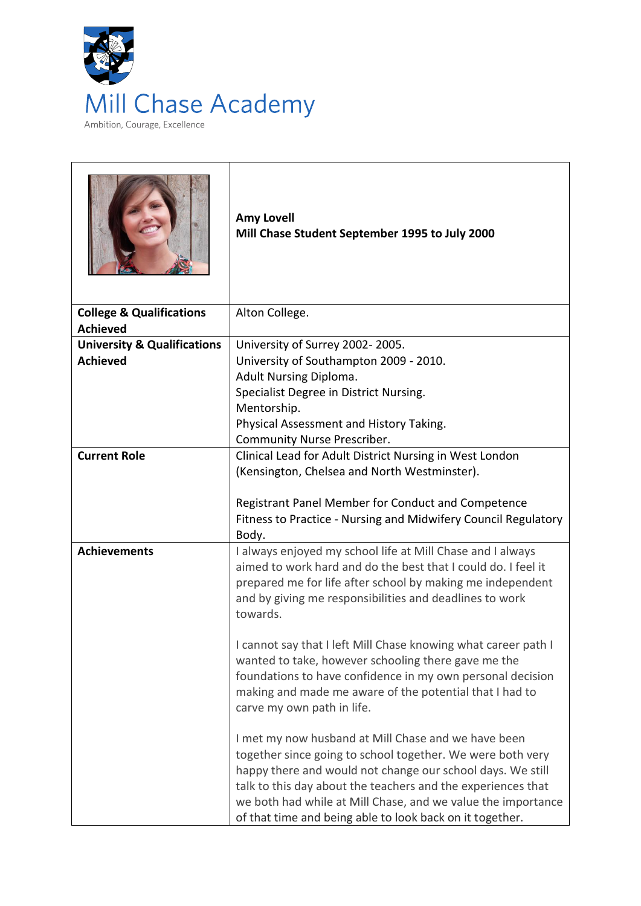# Mill Chase Academy

Ambition, Courage, Excellence

| | **Amy Lovell**<br>**Mill Chase Student September 1995 to July 2000** |
|---|---|
| **College & Qualifications Achieved** | Alton College. |
| **University & Qualifications Achieved** | University of Surrey 2002- 2005.<br>University of Southampton 2009 - 2010.<br>Adult Nursing Diploma.<br>Specialist Degree in District Nursing.<br>Mentorship.<br>Physical Assessment and History Taking.<br>Community Nurse Prescriber. |
| **Current Role** | Clinical Lead for Adult District Nursing in West London (Kensington, Chelsea and North Westminster).<br><br>Registrant Panel Member for Conduct and Competence Fitness to Practice - Nursing and Midwifery Council Regulatory Body. |
| **Achievements** | I always enjoyed my school life at Mill Chase and I always aimed to work hard and do the best that I could do. I feel it prepared me for life after school by making me independent and by giving me responsibilities and deadlines to work towards.<br><br>I cannot say that I left Mill Chase knowing what career path I wanted to take, however schooling there gave me the foundations to have confidence in my own personal decision making and made me aware of the potential that I had to carve my own path in life.<br><br>I met my now husband at Mill Chase and we have been together since going to school together. We were both very happy there and would not change our school days. We still talk to this day about the teachers and the experiences that we both had while at Mill Chase, and we value the importance of that time and being able to look back on it together. |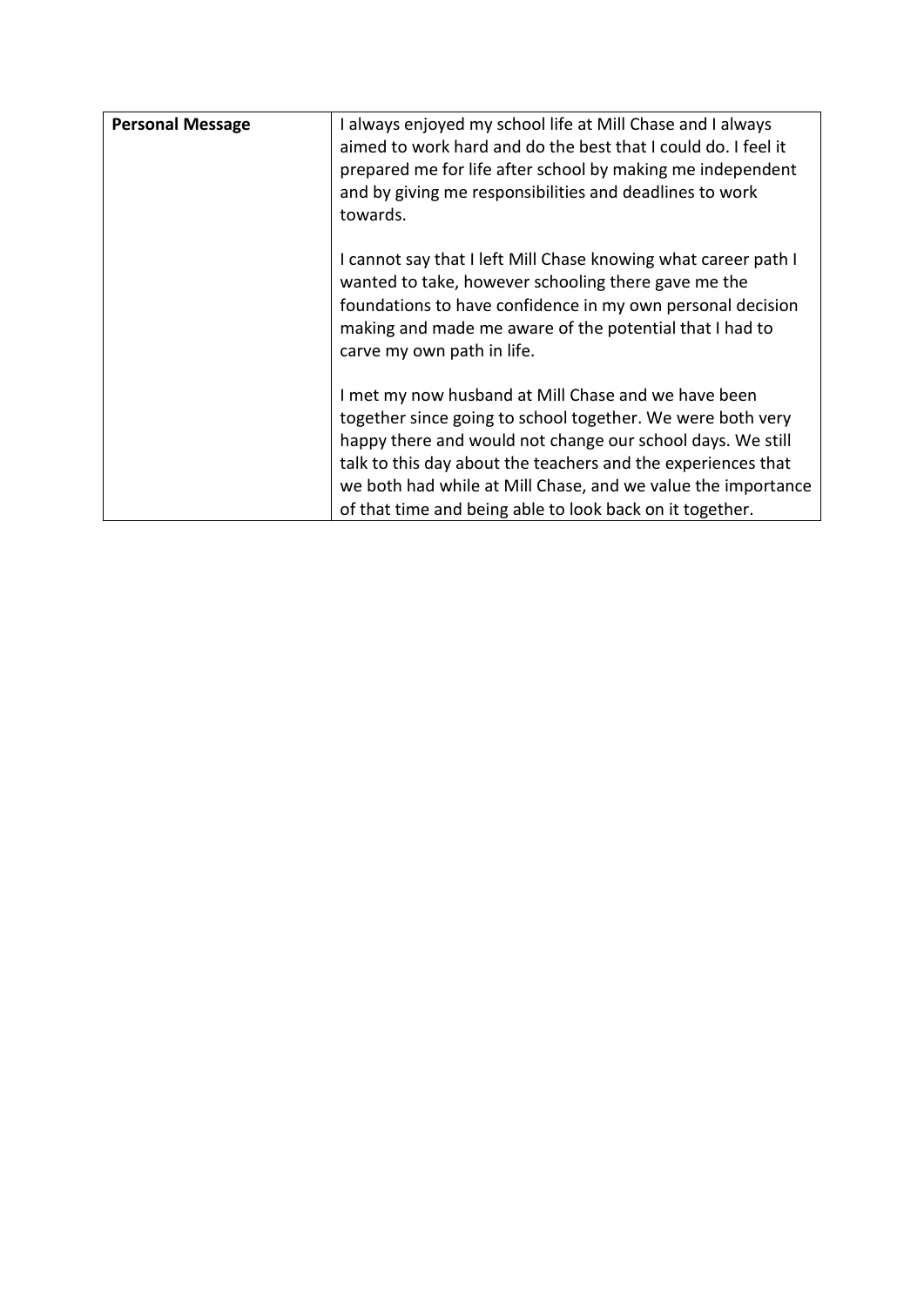| | |
|---|---|
| **Personal Message** | I always enjoyed my school life at Mill Chase and I always aimed to work hard and do the best that I could do. I feel it prepared me for life after school by making me independent and by giving me responsibilities and deadlines to work towards.<br><br>I cannot say that I left Mill Chase knowing what career path I wanted to take, however schooling there gave me the foundations to have confidence in my own personal decision making and made me aware of the potential that I had to carve my own path in life.<br><br>I met my now husband at Mill Chase and we have been together since going to school together. We were both very happy there and would not change our school days. We still talk to this day about the teachers and the experiences that we both had while at Mill Chase, and we value the importance of that time and being able to look back on it together. |